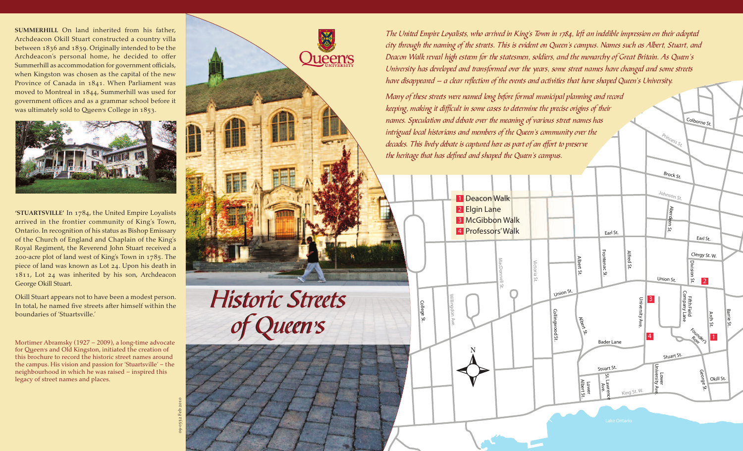**SUMMERHILL** On land inherited from his father, Archdeacon Okill Stuart constructed a country villa between 1836 and 1839. Originally intended to be the Archdeacon's personal home, he decided to offer Summerhill as accommodation for government officials, when Kingston was chosen as the capital of the new Province of Canada in 1841. When Parliament was moved to Montreal in 1844, Summerhill was used for government offices and as a grammar school before it was ultimately sold to Queen's College in 1853.

**'STUARTSVILLE'** In 1784, the United Empire Loyalists arrived in the frontier community of King's Town, Ontario. In recognition of his status as Bishop Emissary of the Church of England and Chaplain of the King's Royal Regiment, the Reverend John Stuart received a 200-acre plot of land west of King's Town in 1785. The piece of land was known as Lot 24. Upon his death in 1811, Lot 24 was inherited by his son, Archdeacon George Okill Stuart.

Okill Stuart appears not to have been a modest person. In total, he named five streets after himself within the boundaries of 'Stuartsville.'

Mortimer Abramsky (1927 – 2009), a long-time advocate for Queen's and Old Kingston, initiated the creation of this brochure to record the historic street names around the campus. His vision and passion for 'Stuartsville' – the neighbourhood in which he was raised – inspired this legacy of street names and places.

09-0552 Feb 2010

Queen's University

# *Historic Streets of Queen's*

*The United Empire Loyalists, who arrived in King's Town in 1784, left an indelible impression on their adopted city through the naming of the streets. This is evident on Queen's campus. Names such as Albert, Stuart, and Deacon Walk reveal high esteem for the statesmen, soldiers, and the monarchy of Great Britain. As Queen's University has developed and transformed over the years, some street names have changed and some streets have disappeared – a clear reflection of the events and activities that have shaped Queen's University.*

*Many of these streets were named long before formal municipal planning and record keeping, making it difficult in some cases to determine the precise origins of their names. Speculation and debate over the meaning of various street names has intrigued local historians and members of the Queen's community over the decades. This lively debate is captured here as part of an effort to preserve the heritage that has defined and shaped the Queen's campus.*

1. Deacon Walk
2. Elgin Lane
3. McGibbon Walk
4. Professors' Walk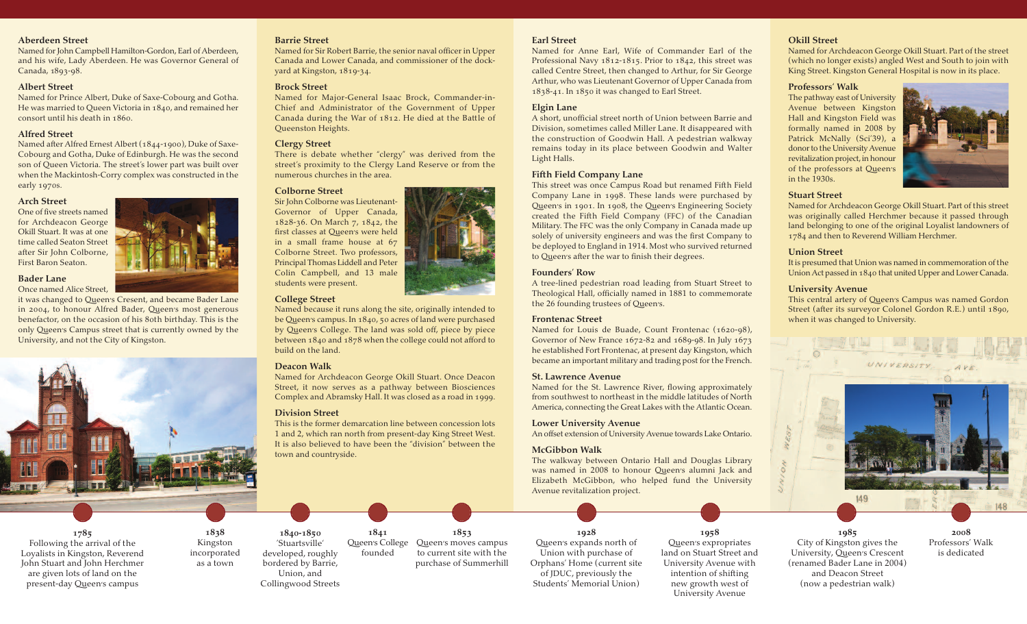### Aberdeen Street

Named for John Campbell Hamilton-Gordon, Earl of Aberdeen, and his wife, Lady Aberdeen. He was Governor General of Canada, 1893-98.

### Albert Street

Named for Prince Albert, Duke of Saxe-Cobourg and Gotha. He was married to Queen Victoria in 1840, and remained her consort until his death in 1860.

### Alfred Street

Named after Alfred Ernest Albert (1844-1900), Duke of Saxe-Cobourg and Gotha, Duke of Edinburgh. He was the second son of Queen Victoria. The street's lower part was built over when the Mackintosh-Corry complex was constructed in the early 1970s.

### Arch Street

One of five streets named for Archdeacon George Okill Stuart. It was at one time called Seaton Street after Sir John Colborne, First Baron Seaton.

### Bader Lane

Once named Alice Street, it was changed to Queen's Cresent, and became Bader Lane in 2004, to honour Alfred Bader, Queen's most generous benefactor, on the occasion of his 80th birthday. This is the only Queen's Campus street that is currently owned by the University, and not the City of Kingston.

### Barrie Street

Named for Sir Robert Barrie, the senior naval officer in Upper Canada and Lower Canada, and commissioner of the dock-yard at Kingston, 1819-34.

### Brock Street

Named for Major-General Isaac Brock, Commander-in-Chief and Administrator of the Government of Upper Canada during the War of 1812. He died at the Battle of Queenston Heights.

### Clergy Street

There is debate whether "clergy" was derived from the street's proximity to the Clergy Land Reserve or from the numerous churches in the area.

### Colborne Street

Sir John Colborne was Lieutenant-Governor of Upper Canada, 1828-36. On March 7, 1842, the first classes at Queen's were held in a small frame house at 67 Colborne Street. Two professors, Principal Thomas Liddell and Peter Colin Campbell, and 13 male students were present.

### College Street

Named because it runs along the site, originally intended to be Queen's campus. In 1840, 50 acres of land were purchased by Queen's College. The land was sold off, piece by piece between 1840 and 1878 when the college could not afford to build on the land.

### Deacon Walk

Named for Archdeacon George Okill Stuart. Once Deacon Street, it now serves as a pathway between Biosciences Complex and Abramsky Hall. It was closed as a road in 1999.

### Division Street

This is the former demarcation line between concession lots 1 and 2, which ran north from present-day King Street West. It is also believed to have been the "division" between the town and countryside.

### Earl Street

Named for Anne Earl, Wife of Commander Earl of the Professional Navy 1812-1815. Prior to 1842, this street was called Centre Street, then changed to Arthur, for Sir George Arthur, who was Lieutenant Governor of Upper Canada from 1838-41. In 1850 it was changed to Earl Street.

### Elgin Lane

A short, unofficial street north of Union between Barrie and Division, sometimes called Miller Lane. It disappeared with the construction of Goodwin Hall. A pedestrian walkway remains today in its place between Goodwin and Walter Light Halls.

### Fifth Field Company Lane

This street was once Campus Road but renamed Fifth Field Company Lane in 1998. These lands were purchased by Queen's in 1901. In 1908, the Queen's Engineering Society created the Fifth Field Company (FFC) of the Canadian Military. The FFC was the only Company in Canada made up solely of university engineers and was the first Company to be deployed to England in 1914. Most who survived returned to Queen's after the war to finish their degrees.

### Founders' Row

A tree-lined pedestrian road leading from Stuart Street to Theological Hall, officially named in 1881 to commemorate the 26 founding trustees of Queen's.

### Frontenac Street

Named for Louis de Buade, Count Frontenac (1620-98), Governor of New France 1672-82 and 1689-98. In July 1673 he established Fort Frontenac, at present day Kingston, which became an important military and trading post for the French.

### St. Lawrence Avenue

Named for the St. Lawrence River, flowing approximately from southwest to northeast in the middle latitudes of North America, connecting the Great Lakes with the Atlantic Ocean.

### Lower University Avenue

An offset extension of University Avenue towards Lake Ontario.

### McGibbon Walk

The walkway between Ontario Hall and Douglas Library was named in 2008 to honour Queen's alumni Jack and Elizabeth McGibbon, who helped fund the University Avenue revitalization project.

### Okill Street

Named for Archdeacon George Okill Stuart. Part of the street (which no longer exists) angled West and South to join with King Street. Kingston General Hospital is now in its place.

### Professors' Walk

The pathway east of University Avenue between Kingston Hall and Kingston Field was formally named in 2008 by Patrick McNally (Sci'39), a donor to the University Avenue revitalization project, in honour of the professors at Queen's in the 1930s.

### Stuart Street

Named for Archdeacon George Okill Stuart. Part of this street was originally called Herchmer because it passed through land belonging to one of the original Loyalist landowners of 1784 and then to Reverend William Herchmer.

### Union Street

It is presumed that Union was named in commemoration of the Union Act passed in 1840 that united Upper and Lower Canada.

### University Avenue

This central artery of Queen's Campus was named Gordon Street (after its surveyor Colonel Gordon R.E.) until 1890, when it was changed to University.

---

**1785** Following the arrival of the Loyalists in Kingston, Reverend John Stuart and John Herchmer are given lots of land on the present-day Queen's campus

**1838** Kingston incorporated as a town

**1840-1850** 'Stuartsville' developed, roughly bordered by Barrie, Union, and Collingwood Streets

**1841** Queen's College founded

**1853** Queen's moves campus to current site with the purchase of Summerhill

**1928** Queen's expands north of Union with purchase of Orphans' Home (current site of JDUC, previously the Students' Memorial Union)

**1958** Queen's expropriates land on Stuart Street and University Avenue with intention of shifting new growth west of University Avenue

**1985** City of Kingston gives the University, Queen's Crescent (renamed Bader Lane in 2004) and Deacon Street (now a pedestrian walk)

**2008** Professors' Walk is dedicated